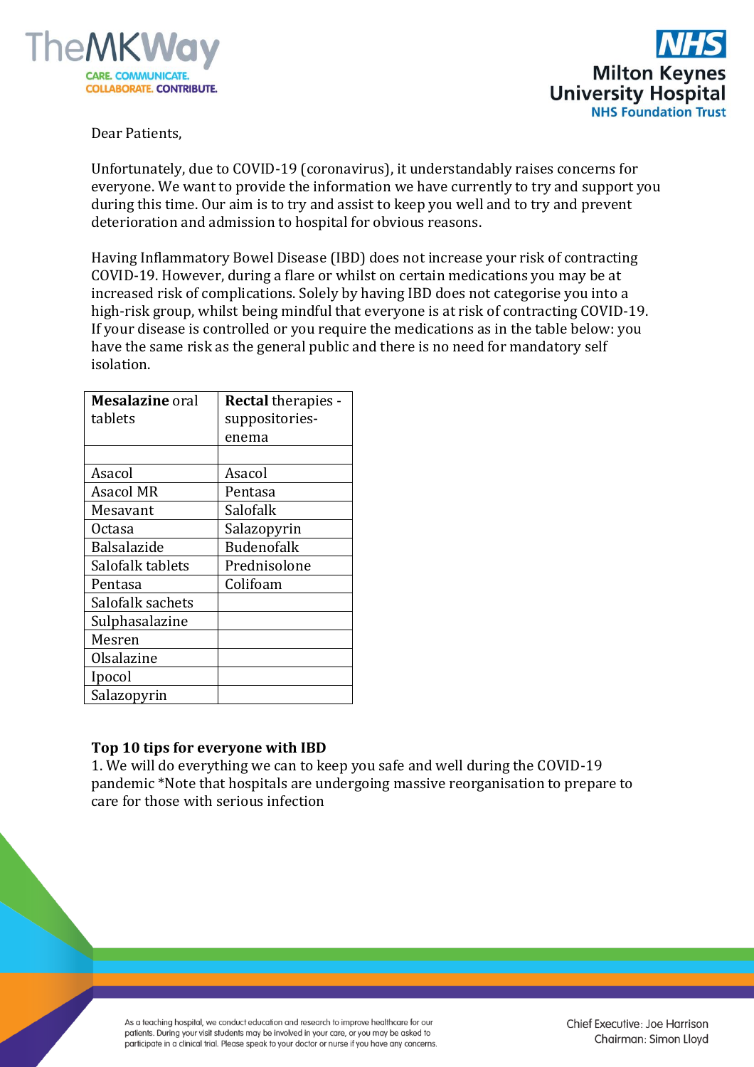Dear Patients,

Unfortunately, due to COVID-19 (coronavirus), it understandably raises concerns for everyone. We want to provide the information we have currently to try and support you during this time. Our aim is to try and assist to keep you well and to try and prevent deterioration and admission to hospital for obvious reasons.

Having Inflammatory Bowel Disease (IBD) does not increase your risk of contracting COVID-19. However, during a flare or whilst on certain medications you may be at increased risk of complications. Solely by having IBD does not categorise you into a high-risk group, whilst being mindful that everyone is at risk of contracting COVID-19. If your disease is controlled or you require the medications as in the table below: you have the same risk as the general public and there is no need for mandatory self isolation.

| **Mesalazine** oral tablets | **Rectal** therapies - suppositories- enema |
|---|---|
| | |
| Asacol | Asacol |
| Asacol MR | Pentasa |
| Mesavant | Salofalk |
| Octasa | Salazopyrin |
| Balsalazide | Budenofalk |
| Salofalk tablets | Prednisolone |
| Pentasa | Colifoam |
| Salofalk sachets | |
| Sulphasalazine | |
| Mesren | |
| Olsalazine | |
| Ipocol | |
| Salazopyrin | |

**Top 10 tips for everyone with IBD**

1. We will do everything we can to keep you safe and well during the COVID-19 pandemic *Note that hospitals are undergoing massive reorganisation to prepare to care for those with serious infection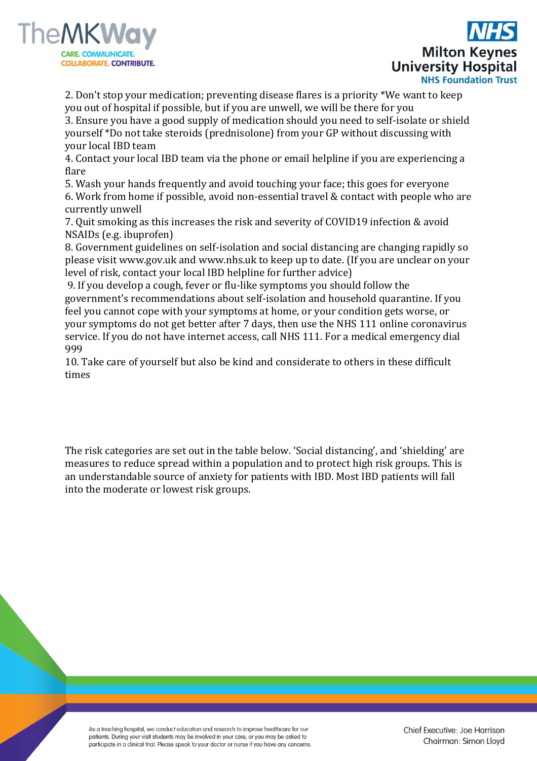2. Don't stop your medication; preventing disease flares is a priority *We want to keep you out of hospital if possible, but if you are unwell, we will be there for you

3. Ensure you have a good supply of medication should you need to self-isolate or shield yourself *Do not take steroids (prednisolone) from your GP without discussing with your local IBD team

4. Contact your local IBD team via the phone or email helpline if you are experiencing a flare

5. Wash your hands frequently and avoid touching your face; this goes for everyone

6. Work from home if possible, avoid non-essential travel & contact with people who are currently unwell

7. Quit smoking as this increases the risk and severity of COVID19 infection & avoid NSAIDs (e.g. ibuprofen)

8. Government guidelines on self-isolation and social distancing are changing rapidly so please visit www.gov.uk and www.nhs.uk to keep up to date. (If you are unclear on your level of risk, contact your local IBD helpline for further advice)

9. If you develop a cough, fever or flu-like symptoms you should follow the government's recommendations about self-isolation and household quarantine. If you feel you cannot cope with your symptoms at home, or your condition gets worse, or your symptoms do not get better after 7 days, then use the NHS 111 online coronavirus service. If you do not have internet access, call NHS 111. For a medical emergency dial 999

10. Take care of yourself but also be kind and considerate to others in these difficult times

The risk categories are set out in the table below. 'Social distancing', and 'shielding' are measures to reduce spread within a population and to protect high risk groups. This is an understandable source of anxiety for patients with IBD. Most IBD patients will fall into the moderate or lowest risk groups.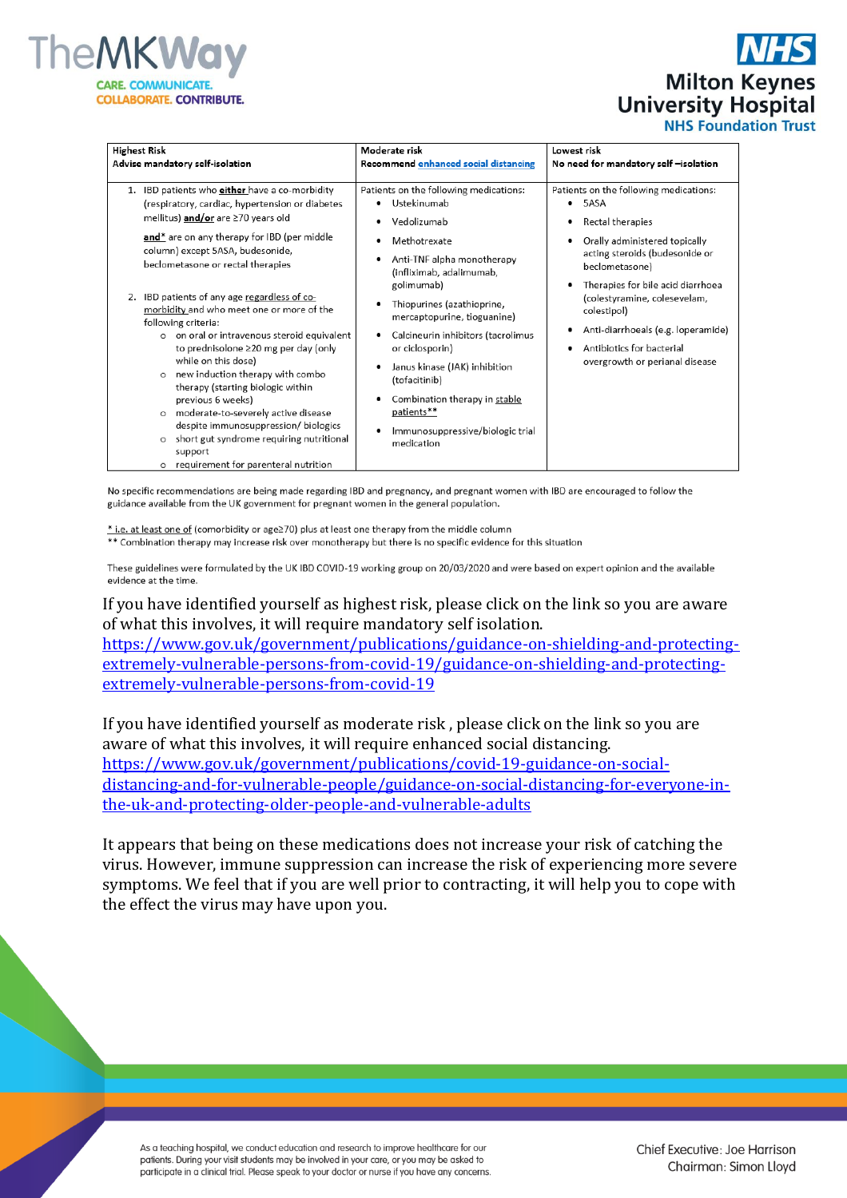| Highest Risk<br>**Advise mandatory self-isolation** | Moderate risk<br>**Recommend enhanced social distancing** | Lowest risk<br>**No need for mandatory self –isolation** |
|---|---|---|
| 1. IBD patients who **either** have a co-morbidity (respiratory, cardiac, hypertension or diabetes mellitus) **and/or** are ≥70 years old<br><br>**and*** are on any therapy for IBD (per middle column) except 5ASA, budesonide, beclometasone or rectal therapies<br><br>2. IBD patients of any age regardless of co-morbidity and who meet one or more of the following criteria:<br>◦ on oral or intravenous steroid equivalent to prednisolone ≥20 mg per day (only while on this dose)<br>◦ new induction therapy with combo therapy (starting biologic within previous 6 weeks)<br>◦ moderate-to-severely active disease despite immunosuppression/ biologics<br>◦ short gut syndrome requiring nutritional support<br>◦ requirement for parenteral nutrition | Patients on the following medications:<br>• Ustekinumab<br>• Vedolizumab<br>• Methotrexate<br>• Anti-TNF alpha monotherapy (infliximab, adalimumab, golimumab)<br>• Thiopurines (azathioprine, mercaptopurine, tioguanine)<br>• Calcineurin inhibitors (tacrolimus or ciclosporin)<br>• Janus kinase (JAK) inhibition (tofacitinib)<br>• Combination therapy in stable patients**<br>• Immunosuppressive/biologic trial medication | Patients on the following medications:<br>• 5ASA<br>• Rectal therapies<br>• Orally administered topically acting steroids (budesonide or beclometasone)<br>• Therapies for bile acid diarrhoea (colestyramine, colesevelam, colestipol)<br>• Anti-diarrhoeals (e.g. loperamide)<br>• Antibiotics for bacterial overgrowth or perianal disease |

No specific recommendations are being made regarding IBD and pregnancy, and pregnant women with IBD are encouraged to follow the guidance available from the UK government for pregnant women in the general population.

* i.e. at least one of (comorbidity or age≥70) plus at least one therapy from the middle column
** Combination therapy may increase risk over monotherapy but there is no specific evidence for this situation

These guidelines were formulated by the UK IBD COVID-19 working group on 20/03/2020 and were based on expert opinion and the available evidence at the time.

If you have identified yourself as highest risk, please click on the link so you are aware of what this involves, it will require mandatory self isolation.
https://www.gov.uk/government/publications/guidance-on-shielding-and-protecting-extremely-vulnerable-persons-from-covid-19/guidance-on-shielding-and-protecting-extremely-vulnerable-persons-from-covid-19

If you have identified yourself as moderate risk , please click on the link so you are aware of what this involves, it will require enhanced social distancing.
https://www.gov.uk/government/publications/covid-19-guidance-on-social-distancing-and-for-vulnerable-people/guidance-on-social-distancing-for-everyone-in-the-uk-and-protecting-older-people-and-vulnerable-adults

It appears that being on these medications does not increase your risk of catching the virus. However, immune suppression can increase the risk of experiencing more severe symptoms. We feel that if you are well prior to contracting, it will help you to cope with the effect the virus may have upon you.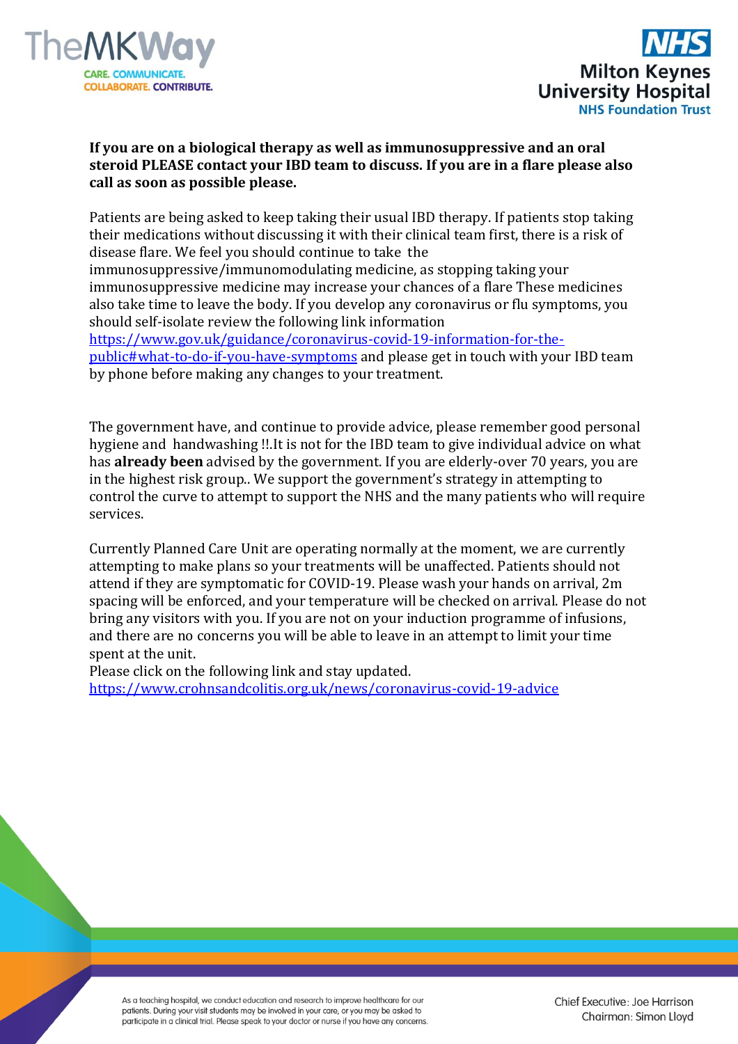**If you are on a biological therapy as well as immunosuppressive and an oral steroid PLEASE contact your IBD team to discuss. If you are in a flare please also call as soon as possible please.**

Patients are being asked to keep taking their usual IBD therapy. If patients stop taking their medications without discussing it with their clinical team first, there is a risk of disease flare. We feel you should continue to take the immunosuppressive/immunomodulating medicine, as stopping taking your immunosuppressive medicine may increase your chances of a flare These medicines also take time to leave the body. If you develop any coronavirus or flu symptoms, you should self-isolate review the following link information [https://www.gov.uk/guidance/coronavirus-covid-19-information-for-the-public#what-to-do-if-you-have-symptoms](https://www.gov.uk/guidance/coronavirus-covid-19-information-for-the-public#what-to-do-if-you-have-symptoms) and please get in touch with your IBD team by phone before making any changes to your treatment.

The government have, and continue to provide advice, please remember good personal hygiene and handwashing !!.It is not for the IBD team to give individual advice on what has **already been** advised by the government. If you are elderly-over 70 years, you are in the highest risk group.. We support the government's strategy in attempting to control the curve to attempt to support the NHS and the many patients who will require services.

Currently Planned Care Unit are operating normally at the moment, we are currently attempting to make plans so your treatments will be unaffected. Patients should not attend if they are symptomatic for COVID-19. Please wash your hands on arrival, 2m spacing will be enforced, and your temperature will be checked on arrival. Please do not bring any visitors with you. If you are not on your induction programme of infusions, and there are no concerns you will be able to leave in an attempt to limit your time spent at the unit.
Please click on the following link and stay updated.
[https://www.crohnsandcolitis.org.uk/news/coronavirus-covid-19-advice](https://www.crohnsandcolitis.org.uk/news/coronavirus-covid-19-advice)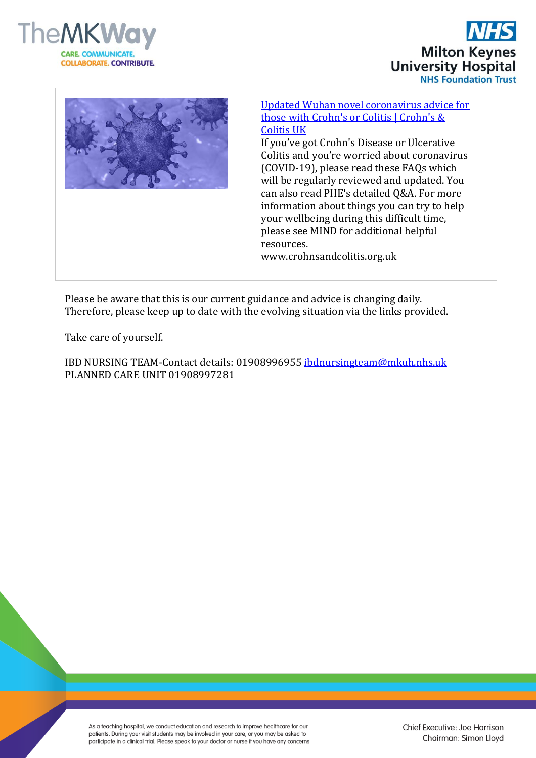[Updated Wuhan novel coronavirus advice for those with Crohn's or Colitis | Crohn's & Colitis UK]

If you've got Crohn's Disease or Ulcerative Colitis and you're worried about coronavirus (COVID-19), please read these FAQs which will be regularly reviewed and updated. You can also read PHE's detailed Q&A. For more information about things you can try to help your wellbeing during this difficult time, please see MIND for additional helpful resources.

www.crohnsandcolitis.org.uk

Please be aware that this is our current guidance and advice is changing daily. Therefore, please keep up to date with the evolving situation via the links provided.

Take care of yourself.

IBD NURSING TEAM-Contact details: 01908996955 ibdnursingteam@mkuh.nhs.uk
PLANNED CARE UNIT 01908997281